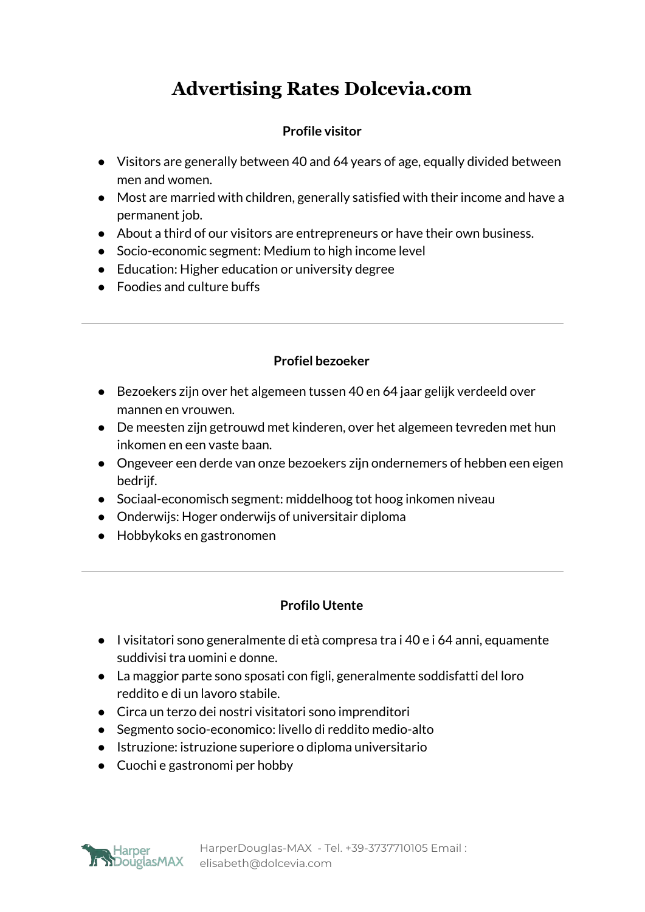# Advertising Rates Dolcevia.com

### Profile visitor

- Visitors are generally between 40 and 64 years of age, equally divided between men and women.
- Most are married with children, generally satisfied with their income and have a permanent job.
- About a third of our visitors are entrepreneurs or have their own business.
- Socio-economic segment: Medium to high income level
- Education: Higher education or university degree
- Foodies and culture buffs

---

### Profiel bezoeker

- Bezoekers zijn over het algemeen tussen 40 en 64 jaar gelijk verdeeld over mannen en vrouwen.
- De meesten zijn getrouwd met kinderen, over het algemeen tevreden met hun inkomen en een vaste baan.
- Ongeveer een derde van onze bezoekers zijn ondernemers of hebben een eigen bedrijf.
- Sociaal-economisch segment: middelhoog tot hoog inkomen niveau
- Onderwijs: Hoger onderwijs of universitair diploma
- Hobbykoks en gastronomen

---

### Profilo Utente

- I visitatori sono generalmente di età compresa tra i 40 e i 64 anni, equamente suddivisi tra uomini e donne.
- La maggior parte sono sposati con figli, generalmente soddisfatti del loro reddito e di un lavoro stabile.
- Circa un terzo dei nostri visitatori sono imprenditori
- Segmento socio-economico: livello di reddito medio-alto
- Istruzione: istruzione superiore o diploma universitario
- Cuochi e gastronomi per hobby

HarperDouglas-MAX - Tel. +39-3737710105 Email : elisabeth@dolcevia.com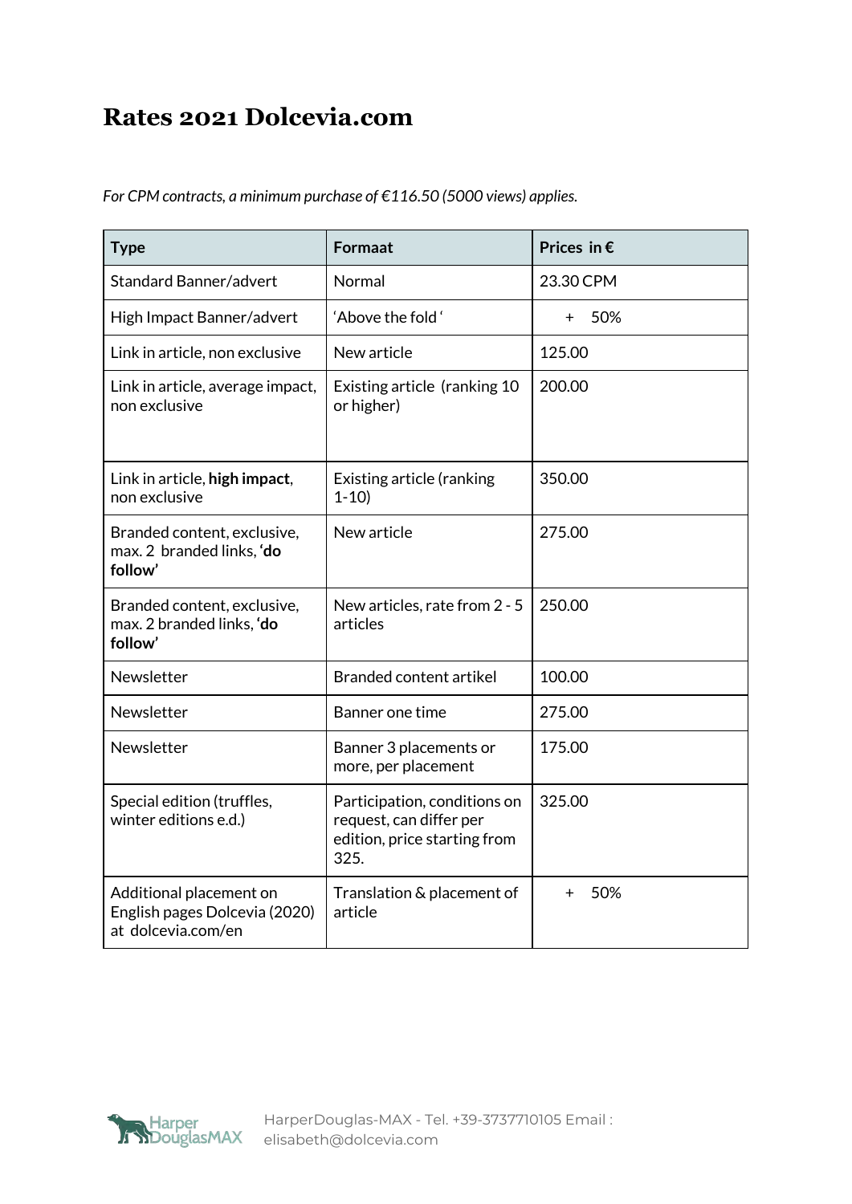# Rates 2021 Dolcevia.com

*For CPM contracts, a minimum purchase of €116.50 (5000 views) applies.*

| Type | Formaat | Prices in € |
|---|---|---|
| Standard Banner/advert | Normal | 23.30 CPM |
| High Impact Banner/advert | 'Above the fold ' | + 50% |
| Link in article, non exclusive | New article | 125.00 |
| Link in article, average impact, non exclusive | Existing article (ranking 10 or higher) | 200.00 |
| Link in article, **high impact**, non exclusive | Existing article (ranking 1-10) | 350.00 |
| Branded content, exclusive, max. 2 branded links, **'do follow'** | New article | 275.00 |
| Branded content, exclusive, max. 2 branded links, **'do follow'** | New articles, rate from 2 - 5 articles | 250.00 |
| Newsletter | Branded content artikel | 100.00 |
| Newsletter | Banner one time | 275.00 |
| Newsletter | Banner 3 placements or more, per placement | 175.00 |
| Special edition (truffles, winter editions e.d.) | Participation, conditions on request, can differ per edition, price starting from 325. | 325.00 |
| Additional placement on English pages Dolcevia (2020) at dolcevia.com/en | Translation & placement of article | + 50% |

HarperDouglas-MAX - Tel. +39-3737710105 Email : elisabeth@dolcevia.com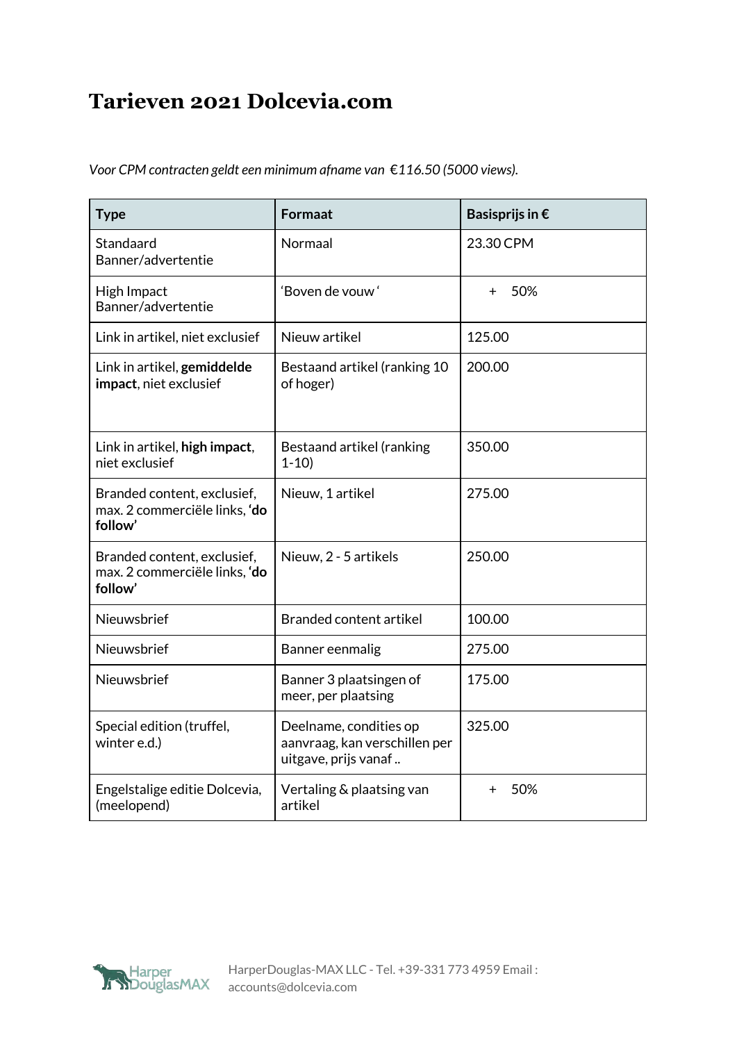# Tarieven 2021 Dolcevia.com

*Voor CPM contracten geldt een minimum afname van €116.50 (5000 views).*

| Type | Formaat | Basisprijs in € |
|---|---|---|
| Standaard Banner/advertentie | Normaal | 23.30 CPM |
| High Impact Banner/advertentie | 'Boven de vouw' | + 50% |
| Link in artikel, niet exclusief | Nieuw artikel | 125.00 |
| Link in artikel, **gemiddelde impact**, niet exclusief | Bestaand artikel (ranking 10 of hoger) | 200.00 |
| Link in artikel, **high impact**, niet exclusief | Bestaand artikel (ranking 1-10) | 350.00 |
| Branded content, exclusief, max. 2 commerciële links, **'do follow'** | Nieuw, 1 artikel | 275.00 |
| Branded content, exclusief, max. 2 commerciële links, **'do follow'** | Nieuw, 2 - 5 artikels | 250.00 |
| Nieuwsbrief | Branded content artikel | 100.00 |
| Nieuwsbrief | Banner eenmalig | 275.00 |
| Nieuwsbrief | Banner 3 plaatsingen of meer, per plaatsing | 175.00 |
| Special edition (truffel, winter e.d.) | Deelname, condities op aanvraag, kan verschillen per uitgave, prijs vanaf .. | 325.00 |
| Engelstalige editie Dolcevia, (meelopend) | Vertaling & plaatsing van artikel | + 50% |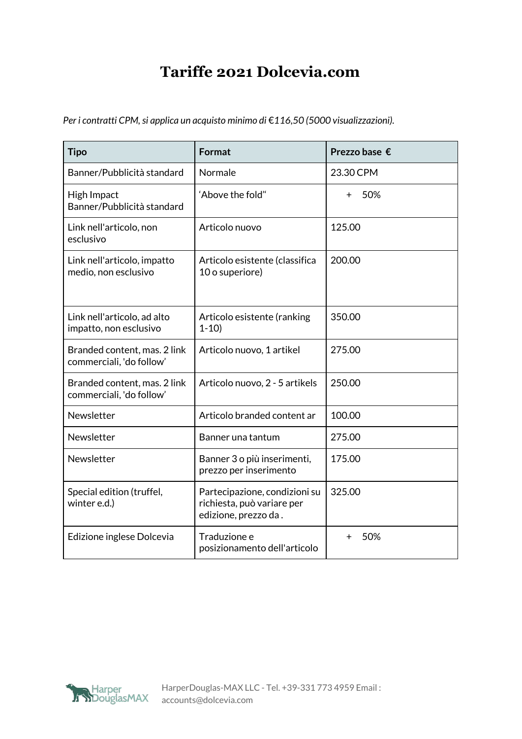# Tariffe 2021 Dolcevia.com

*Per i contratti CPM, si applica un acquisto minimo di €116,50 (5000 visualizzazioni).*

| Tipo | Format | Prezzo base € |
| --- | --- | --- |
| Banner/Pubblicità standard | Normale | 23.30 CPM |
| High Impact Banner/Pubblicità standard | 'Above the fold" | + 50% |
| Link nell'articolo, non esclusivo | Articolo nuovo | 125.00 |
| Link nell'articolo, impatto medio, non esclusivo | Articolo esistente (classifica 10 o superiore) | 200.00 |
| Link nell'articolo, ad alto impatto, non esclusivo | Articolo esistente (ranking 1-10) | 350.00 |
| Branded content, mas. 2 link commerciali, 'do follow' | Articolo nuovo, 1 artikel | 275.00 |
| Branded content, mas. 2 link commerciali, 'do follow' | Articolo nuovo, 2 - 5 artikels | 250.00 |
| Newsletter | Articolo branded content ar | 100.00 |
| Newsletter | Banner una tantum | 275.00 |
| Newsletter | Banner 3 o più inserimenti, prezzo per inserimento | 175.00 |
| Special edition (truffel, winter e.d.) | Partecipazione, condizioni su richiesta, può variare per edizione, prezzo da . | 325.00 |
| Edizione inglese Dolcevia | Traduzione e posizionamento dell'articolo | + 50% |

HarperDouglasMAX

HarperDouglas-MAX LLC - Tel. +39-331 773 4959 Email : accounts@dolcevia.com